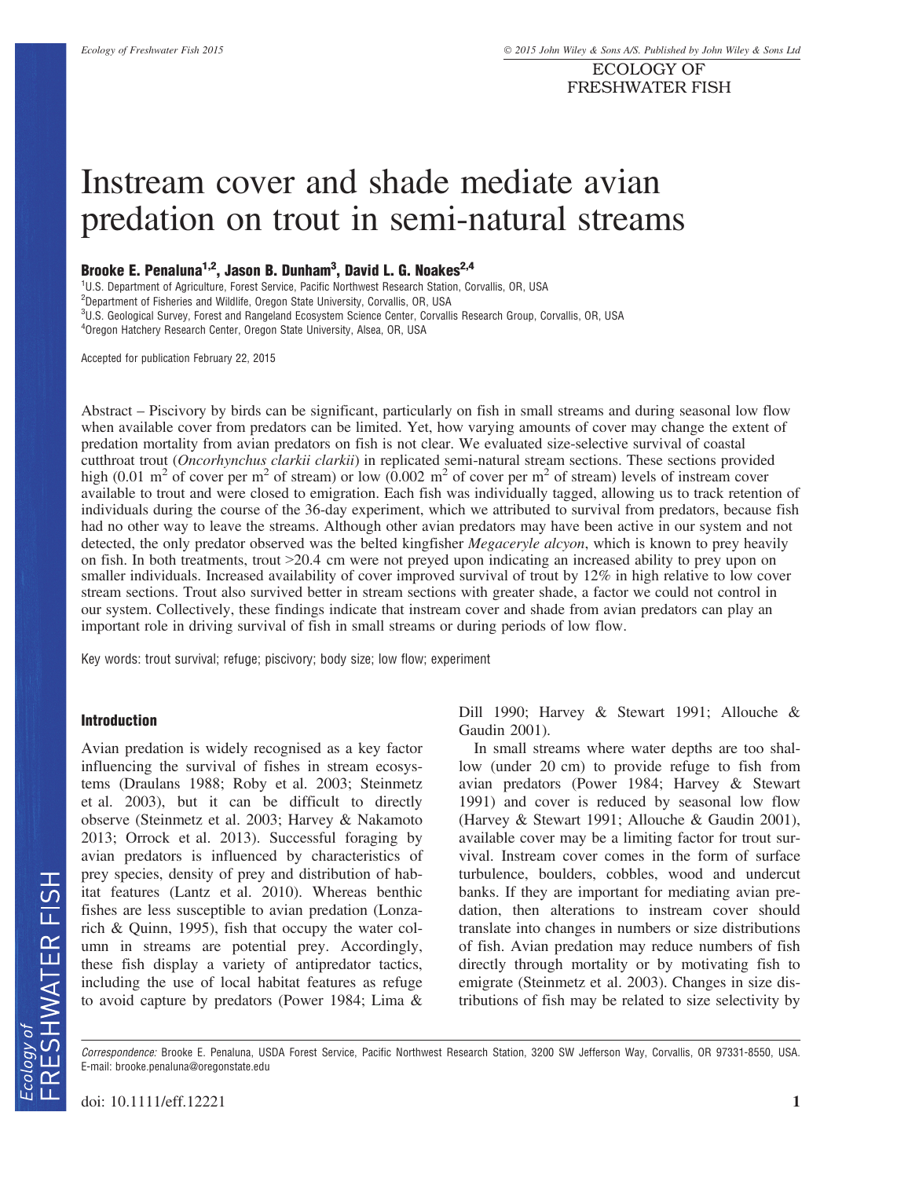# Instream cover and shade mediate avian predation on trout in semi-natural streams

**Brooke E. Penaluna[1,2], Jason B. Dunham[3], David L. G. Noakes[2,4]**

[1]U.S. Department of Agriculture, Forest Service, Pacific Northwest Research Station, Corvallis, OR, USA
[2]Department of Fisheries and Wildlife, Oregon State University, Corvallis, OR, USA
[3]U.S. Geological Survey, Forest and Rangeland Ecosystem Science Center, Corvallis Research Group, Corvallis, OR, USA
[4]Oregon Hatchery Research Center, Oregon State University, Alsea, OR, USA

Accepted for publication February 22, 2015

Abstract – Piscivory by birds can be significant, particularly on fish in small streams and during seasonal low flow when available cover from predators can be limited. Yet, how varying amounts of cover may change the extent of predation mortality from avian predators on fish is not clear. We evaluated size-selective survival of coastal cutthroat trout (*Oncorhynchus clarkii clarkii*) in replicated semi-natural stream sections. These sections provided high (0.01 $m^2$ of cover per $m^2$ of stream) or low (0.002 $m^2$ of cover per $m^2$ of stream) levels of instream cover available to trout and were closed to emigration. Each fish was individually tagged, allowing us to track retention of individuals during the course of the 36-day experiment, which we attributed to survival from predators, because fish had no other way to leave the streams. Although other avian predators may have been active in our system and not detected, the only predator observed was the belted kingfisher *Megaceryle alcyon*, which is known to prey heavily on fish. In both treatments, trout >20.4 cm were not preyed upon indicating an increased ability to prey upon on smaller individuals. Increased availability of cover improved survival of trout by 12% in high relative to low cover stream sections. Trout also survived better in stream sections with greater shade, a factor we could not control in our system. Collectively, these findings indicate that instream cover and shade from avian predators can play an important role in driving survival of fish in small streams or during periods of low flow.

Key words: trout survival; refuge; piscivory; body size; low flow; experiment

## Introduction

Avian predation is widely recognised as a key factor influencing the survival of fishes in stream ecosystems (Draulans 1988; Roby et al. 2003; Steinmetz et al. 2003), but it can be difficult to directly observe (Steinmetz et al. 2003; Harvey & Nakamoto 2013; Orrock et al. 2013). Successful foraging by avian predators is influenced by characteristics of prey species, density of prey and distribution of habitat features (Lantz et al. 2010). Whereas benthic fishes are less susceptible to avian predation (Lonzarich & Quinn, 1995), fish that occupy the water column in streams are potential prey. Accordingly, these fish display a variety of antipredator tactics, including the use of local habitat features as refuge to avoid capture by predators (Power 1984; Lima & Dill 1990; Harvey & Stewart 1991; Allouche & Gaudin 2001).

In small streams where water depths are too shallow (under 20 cm) to provide refuge to fish from avian predators (Power 1984; Harvey & Stewart 1991) and cover is reduced by seasonal low flow (Harvey & Stewart 1991; Allouche & Gaudin 2001), available cover may be a limiting factor for trout survival. Instream cover comes in the form of surface turbulence, boulders, cobbles, wood and undercut banks. If they are important for mediating avian predation, then alterations to instream cover should translate into changes in numbers or size distributions of fish. Avian predation may reduce numbers of fish directly through mortality or by motivating fish to emigrate (Steinmetz et al. 2003). Changes in size distributions of fish may be related to size selectivity by

*Correspondence:* Brooke E. Penaluna, USDA Forest Service, Pacific Northwest Research Station, 3200 SW Jefferson Way, Corvallis, OR 97331-8550, USA. E-mail: brooke.penaluna@oregonstate.edu

doi: 10.1111/eff.12221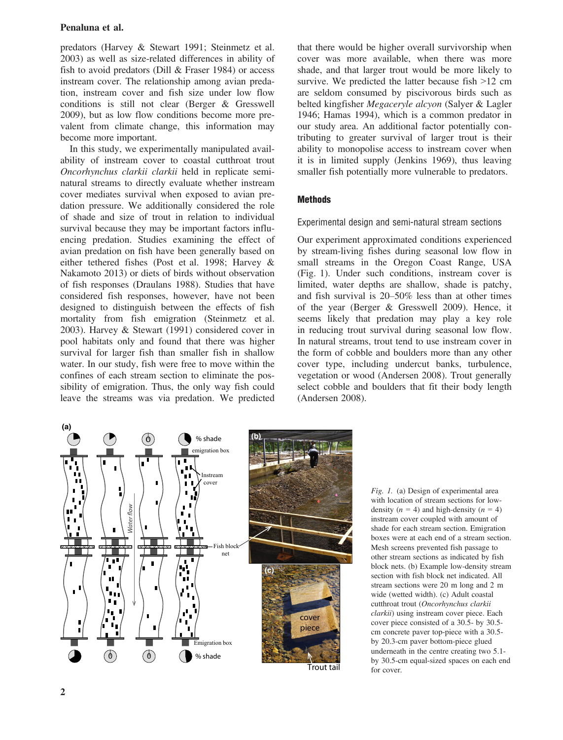predators (Harvey & Stewart 1991; Steinmetz et al. 2003) as well as size-related differences in ability of fish to avoid predators (Dill & Fraser 1984) or access instream cover. The relationship among avian predation, instream cover and fish size under low flow conditions is still not clear (Berger & Gresswell 2009), but as low flow conditions become more prevalent from climate change, this information may become more important.

In this study, we experimentally manipulated availability of instream cover to coastal cutthroat trout *Oncorhynchus clarkii clarkii* held in replicate semi-natural streams to directly evaluate whether instream cover mediates survival when exposed to avian predation pressure. We additionally considered the role of shade and size of trout in relation to individual survival because they may be important factors influencing predation. Studies examining the effect of avian predation on fish have been generally based on either tethered fishes (Post et al. 1998; Harvey & Nakamoto 2013) or diets of birds without observation of fish responses (Draulans 1988). Studies that have considered fish responses, however, have not been designed to distinguish between the effects of fish mortality from fish emigration (Steinmetz et al. 2003). Harvey & Stewart (1991) considered cover in pool habitats only and found that there was higher survival for larger fish than smaller fish in shallow water. In our study, fish were free to move within the confines of each stream section to eliminate the possibility of emigration. Thus, the only way fish could leave the streams was via predation. We predicted that there would be higher overall survivorship when cover was more available, when there was more shade, and that larger trout would be more likely to survive. We predicted the latter because fish >12 cm are seldom consumed by piscivorous birds such as belted kingfisher *Megaceryle alcyon* (Salyer & Lagler 1946; Hamas 1994), which is a common predator in our study area. An additional factor potentially contributing to greater survival of larger trout is their ability to monopolise access to instream cover when it is in limited supply (Jenkins 1969), thus leaving smaller fish potentially more vulnerable to predators.

## Methods

### Experimental design and semi-natural stream sections

Our experiment approximated conditions experienced by stream-living fishes during seasonal low flow in small streams in the Oregon Coast Range, USA (Fig. 1). Under such conditions, instream cover is limited, water depths are shallow, shade is patchy, and fish survival is 20–50% less than at other times of the year (Berger & Gresswell 2009). Hence, it seems likely that predation may play a key role in reducing trout survival during seasonal low flow. In natural streams, trout tend to use instream cover in the form of cobble and boulders more than any other cover type, including undercut banks, turbulence, vegetation or wood (Andersen 2008). Trout generally select cobble and boulders that fit their body length (Andersen 2008).

*Fig. 1.* (a) Design of experimental area with location of stream sections for low-density ($n$ = 4) and high-density ($n$ = 4) instream cover coupled with amount of shade for each stream section. Emigration boxes were at each end of a stream section. Mesh screens prevented fish passage to other stream sections as indicated by fish block nets. (b) Example low-density stream section with fish block net indicated. All stream sections were 20 m long and 2 m wide (wetted width). (c) Adult coastal cutthroat trout (*Oncorhynchus clarkii clarkii*) using instream cover piece. Each cover piece consisted of a 30.5- by 30.5-cm concrete paver top-piece with a 30.5- by 20.3-cm paver bottom-piece glued underneath in the centre creating two 5.1- by 30.5-cm equal-sized spaces on each end for cover.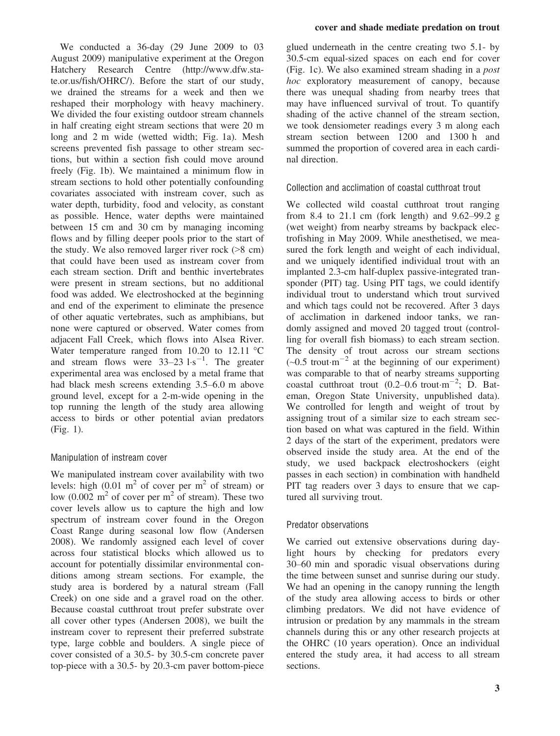We conducted a 36-day (29 June 2009 to 03 August 2009) manipulative experiment at the Oregon Hatchery Research Centre (http://www.dfw.state.or.us/fish/OHRC/). Before the start of our study, we drained the streams for a week and then we reshaped their morphology with heavy machinery. We divided the four existing outdoor stream channels in half creating eight stream sections that were 20 m long and 2 m wide (wetted width; Fig. 1a). Mesh screens prevented fish passage to other stream sections, but within a section fish could move around freely (Fig. 1b). We maintained a minimum flow in stream sections to hold other potentially confounding covariates associated with instream cover, such as water depth, turbidity, food and velocity, as constant as possible. Hence, water depths were maintained between 15 cm and 30 cm by managing incoming flows and by filling deeper pools prior to the start of the study. We also removed larger river rock (>8 cm) that could have been used as instream cover from each stream section. Drift and benthic invertebrates were present in stream sections, but no additional food was added. We electroshocked at the beginning and end of the experiment to eliminate the presence of other aquatic vertebrates, such as amphibians, but none were captured or observed. Water comes from adjacent Fall Creek, which flows into Alsea River. Water temperature ranged from 10.20 to 12.11 °C and stream flows were 33–23 $l{\cdot}s^{-1}$. The greater experimental area was enclosed by a metal frame that had black mesh screens extending 3.5–6.0 m above ground level, except for a 2-m-wide opening in the top running the length of the study area allowing access to birds or other potential avian predators (Fig. 1).

## Manipulation of instream cover

We manipulated instream cover availability with two levels: high (0.01 $m^2$ of cover per $m^2$ of stream) or low (0.002 $m^2$ of cover per $m^2$ of stream). These two cover levels allow us to capture the high and low spectrum of instream cover found in the Oregon Coast Range during seasonal low flow (Andersen 2008). We randomly assigned each level of cover across four statistical blocks which allowed us to account for potentially dissimilar environmental conditions among stream sections. For example, the study area is bordered by a natural stream (Fall Creek) on one side and a gravel road on the other. Because coastal cutthroat trout prefer substrate over all cover other types (Andersen 2008), we built the instream cover to represent their preferred substrate type, large cobble and boulders. A single piece of cover consisted of a 30.5- by 30.5-cm concrete paver top-piece with a 30.5- by 20.3-cm paver bottom-piece glued underneath in the centre creating two 5.1- by 30.5-cm equal-sized spaces on each end for cover (Fig. 1c). We also examined stream shading in a *post hoc* exploratory measurement of canopy, because there was unequal shading from nearby trees that may have influenced survival of trout. To quantify shading of the active channel of the stream section, we took densiometer readings every 3 m along each stream section between 1200 and 1300 h and summed the proportion of covered area in each cardinal direction.

## Collection and acclimation of coastal cutthroat trout

We collected wild coastal cutthroat trout ranging from 8.4 to 21.1 cm (fork length) and 9.62–99.2 g (wet weight) from nearby streams by backpack electrofishing in May 2009. While anesthetised, we measured the fork length and weight of each individual, and we uniquely identified individual trout with an implanted 2.3-cm half-duplex passive-integrated transponder (PIT) tag. Using PIT tags, we could identify individual trout to understand which trout survived and which tags could not be recovered. After 3 days of acclimation in darkened indoor tanks, we randomly assigned and moved 20 tagged trout (controlling for overall fish biomass) to each stream section. The density of trout across our stream sections (~0.5 $trout{\cdot}m^{-2}$ at the beginning of our experiment) was comparable to that of nearby streams supporting coastal cutthroat trout (0.2–0.6 $trout{\cdot}m^{-2}$; D. Bateman, Oregon State University, unpublished data). We controlled for length and weight of trout by assigning trout of a similar size to each stream section based on what was captured in the field. Within 2 days of the start of the experiment, predators were observed inside the study area. At the end of the study, we used backpack electroshockers (eight passes in each section) in combination with handheld PIT tag readers over 3 days to ensure that we captured all surviving trout.

## Predator observations

We carried out extensive observations during daylight hours by checking for predators every 30–60 min and sporadic visual observations during the time between sunset and sunrise during our study. We had an opening in the canopy running the length of the study area allowing access to birds or other climbing predators. We did not have evidence of intrusion or predation by any mammals in the stream channels during this or any other research projects at the OHRC (10 years operation). Once an individual entered the study area, it had access to all stream sections.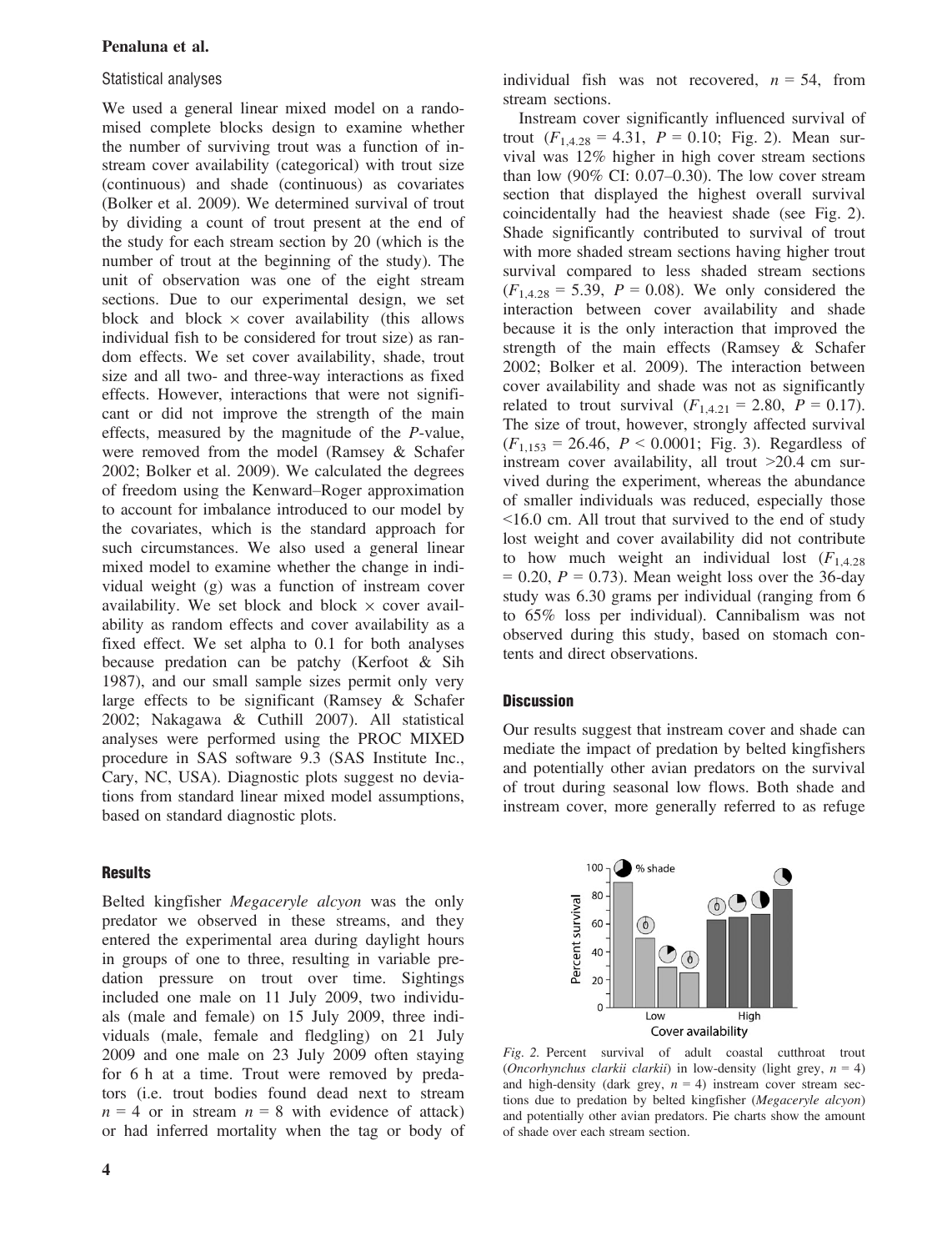### Statistical analyses

We used a general linear mixed model on a randomised complete blocks design to examine whether the number of surviving trout was a function of instream cover availability (categorical) with trout size (continuous) and shade (continuous) as covariates (Bolker et al. 2009). We determined survival of trout by dividing a count of trout present at the end of the study for each stream section by 20 (which is the number of trout at the beginning of the study). The unit of observation was one of the eight stream sections. Due to our experimental design, we set block and block × cover availability (this allows individual fish to be considered for trout size) as random effects. We set cover availability, shade, trout size and all two- and three-way interactions as fixed effects. However, interactions that were not significant or did not improve the strength of the main effects, measured by the magnitude of the *P*-value, were removed from the model (Ramsey & Schafer 2002; Bolker et al. 2009). We calculated the degrees of freedom using the Kenward–Roger approximation to account for imbalance introduced to our model by the covariates, which is the standard approach for such circumstances. We also used a general linear mixed model to examine whether the change in individual weight (g) was a function of instream cover availability. We set block and block × cover availability as random effects and cover availability as a fixed effect. We set alpha to 0.1 for both analyses because predation can be patchy (Kerfoot & Sih 1987), and our small sample sizes permit only very large effects to be significant (Ramsey & Schafer 2002; Nakagawa & Cuthill 2007). All statistical analyses were performed using the PROC MIXED procedure in SAS software 9.3 (SAS Institute Inc., Cary, NC, USA). Diagnostic plots suggest no deviations from standard linear mixed model assumptions, based on standard diagnostic plots.

## Results

Belted kingfisher *Megaceryle alcyon* was the only predator we observed in these streams, and they entered the experimental area during daylight hours in groups of one to three, resulting in variable predation pressure on trout over time. Sightings included one male on 11 July 2009, two individuals (male and female) on 15 July 2009, three individuals (male, female and fledgling) on 21 July 2009 and one male on 23 July 2009 often staying for 6 h at a time. Trout were removed by predators (i.e. trout bodies found dead next to stream $n = 4$ or in stream $n = 8$ with evidence of attack) or had inferred mortality when the tag or body of individual fish was not recovered, $n = 54$, from stream sections.

Instream cover significantly influenced survival of trout ($F_{1,4.28} = 4.31$, $P = 0.10$; Fig. 2). Mean survival was 12% higher in high cover stream sections than low (90% CI: 0.07–0.30). The low cover stream section that displayed the highest overall survival coincidentally had the heaviest shade (see Fig. 2). Shade significantly contributed to survival of trout with more shaded stream sections having higher trout survival compared to less shaded stream sections ($F_{1,4.28} = 5.39$, $P = 0.08$). We only considered the interaction between cover availability and shade because it is the only interaction that improved the strength of the main effects (Ramsey & Schafer 2002; Bolker et al. 2009). The interaction between cover availability and shade was not as significantly related to trout survival ($F_{1,4.21} = 2.80$, $P = 0.17$). The size of trout, however, strongly affected survival ($F_{1,153} = 26.46$, $P < 0.0001$; Fig. 3). Regardless of instream cover availability, all trout >20.4 cm survived during the experiment, whereas the abundance of smaller individuals was reduced, especially those <16.0 cm. All trout that survived to the end of study lost weight and cover availability did not contribute to how much weight an individual lost ($F_{1,4.28} = 0.20$, $P = 0.73$). Mean weight loss over the 36-day study was 6.30 grams per individual (ranging from 6 to 65% loss per individual). Cannibalism was not observed during this study, based on stomach contents and direct observations.

## Discussion

Our results suggest that instream cover and shade can mediate the impact of predation by belted kingfishers and potentially other avian predators on the survival of trout during seasonal low flows. Both shade and instream cover, more generally referred to as refuge

*Fig. 2.* Percent survival of adult coastal cutthroat trout (*Oncorhynchus clarkii clarkii*) in low-density (light grey, $n = 4$) and high-density (dark grey, $n = 4$) instream cover stream sections due to predation by belted kingfisher (*Megaceryle alcyon*) and potentially other avian predators. Pie charts show the amount of shade over each stream section.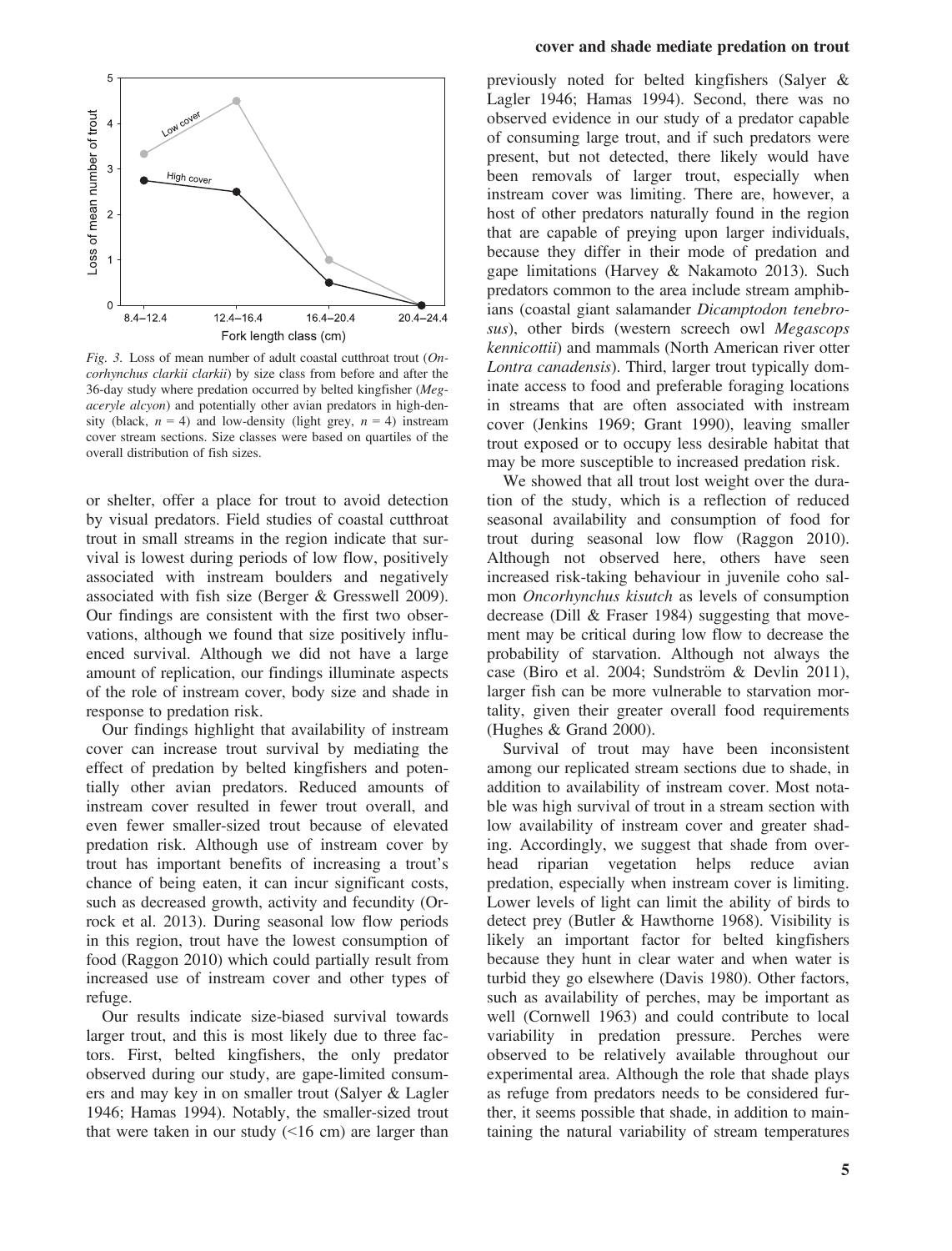*Fig. 3.* Loss of mean number of adult coastal cutthroat trout (*Oncorhynchus clarkii clarkii*) by size class from before and after the 36-day study where predation occurred by belted kingfisher (*Megaceryle alcyon*) and potentially other avian predators in high-density (black, $n = 4$) and low-density (light grey, $n = 4$) instream cover stream sections. Size classes were based on quartiles of the overall distribution of fish sizes.

or shelter, offer a place for trout to avoid detection by visual predators. Field studies of coastal cutthroat trout in small streams in the region indicate that survival is lowest during periods of low flow, positively associated with instream boulders and negatively associated with fish size (Berger & Gresswell 2009). Our findings are consistent with the first two observations, although we found that size positively influenced survival. Although we did not have a large amount of replication, our findings illuminate aspects of the role of instream cover, body size and shade in response to predation risk.

Our findings highlight that availability of instream cover can increase trout survival by mediating the effect of predation by belted kingfishers and potentially other avian predators. Reduced amounts of instream cover resulted in fewer trout overall, and even fewer smaller-sized trout because of elevated predation risk. Although use of instream cover by trout has important benefits of increasing a trout's chance of being eaten, it can incur significant costs, such as decreased growth, activity and fecundity (Orrock et al. 2013). During seasonal low flow periods in this region, trout have the lowest consumption of food (Raggon 2010) which could partially result from increased use of instream cover and other types of refuge.

Our results indicate size-biased survival towards larger trout, and this is most likely due to three factors. First, belted kingfishers, the only predator observed during our study, are gape-limited consumers and may key in on smaller trout (Salyer & Lagler 1946; Hamas 1994). Notably, the smaller-sized trout that were taken in our study (<16 cm) are larger than previously noted for belted kingfishers (Salyer & Lagler 1946; Hamas 1994). Second, there was no observed evidence in our study of a predator capable of consuming large trout, and if such predators were present, but not detected, there likely would have been removals of larger trout, especially when instream cover was limiting. There are, however, a host of other predators naturally found in the region that are capable of preying upon larger individuals, because they differ in their mode of predation and gape limitations (Harvey & Nakamoto 2013). Such predators common to the area include stream amphibians (coastal giant salamander *Dicamptodon tenebrosus*), other birds (western screech owl *Megascops kennicottii*) and mammals (North American river otter *Lontra canadensis*). Third, larger trout typically dominate access to food and preferable foraging locations in streams that are often associated with instream cover (Jenkins 1969; Grant 1990), leaving smaller trout exposed or to occupy less desirable habitat that may be more susceptible to increased predation risk.

We showed that all trout lost weight over the duration of the study, which is a reflection of reduced seasonal availability and consumption of food for trout during seasonal low flow (Raggon 2010). Although not observed here, others have seen increased risk-taking behaviour in juvenile coho salmon *Oncorhynchus kisutch* as levels of consumption decrease (Dill & Fraser 1984) suggesting that movement may be critical during low flow to decrease the probability of starvation. Although not always the case (Biro et al. 2004; Sundström & Devlin 2011), larger fish can be more vulnerable to starvation mortality, given their greater overall food requirements (Hughes & Grand 2000).

Survival of trout may have been inconsistent among our replicated stream sections due to shade, in addition to availability of instream cover. Most notable was high survival of trout in a stream section with low availability of instream cover and greater shading. Accordingly, we suggest that shade from overhead riparian vegetation helps reduce avian predation, especially when instream cover is limiting. Lower levels of light can limit the ability of birds to detect prey (Butler & Hawthorne 1968). Visibility is likely an important factor for belted kingfishers because they hunt in clear water and when water is turbid they go elsewhere (Davis 1980). Other factors, such as availability of perches, may be important as well (Cornwell 1963) and could contribute to local variability in predation pressure. Perches were observed to be relatively available throughout our experimental area. Although the role that shade plays as refuge from predators needs to be considered further, it seems possible that shade, in addition to maintaining the natural variability of stream temperatures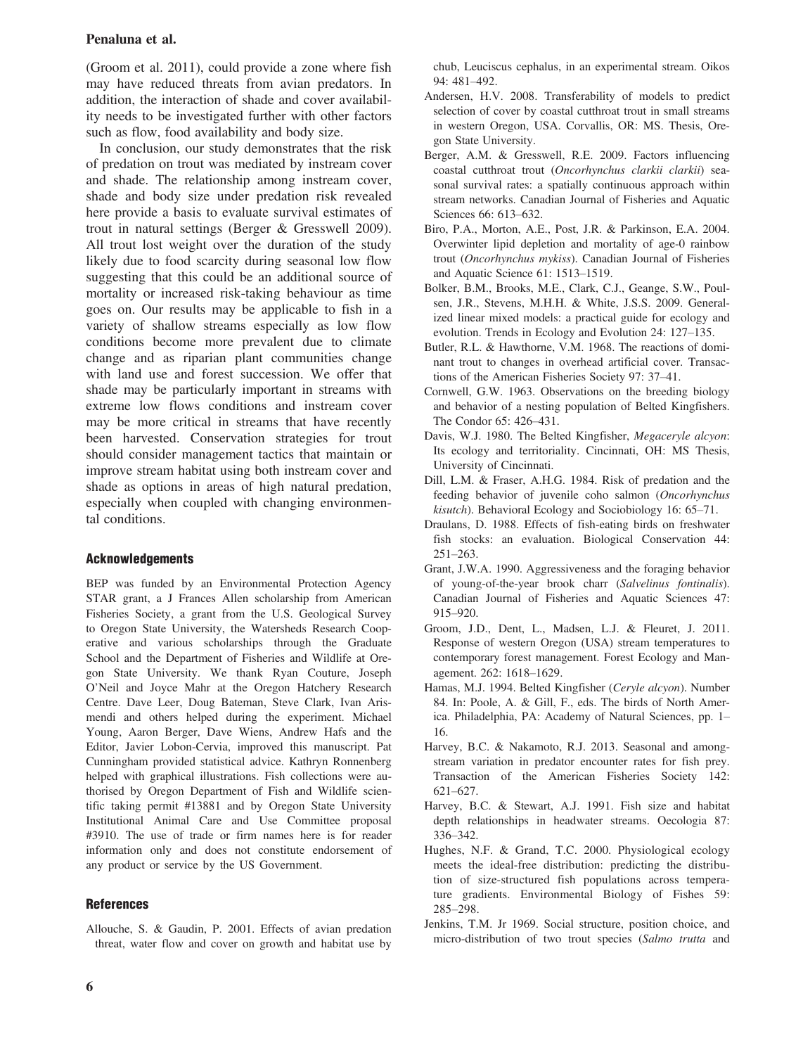(Groom et al. 2011), could provide a zone where fish may have reduced threats from avian predators. In addition, the interaction of shade and cover availability needs to be investigated further with other factors such as flow, food availability and body size.

In conclusion, our study demonstrates that the risk of predation on trout was mediated by instream cover and shade. The relationship among instream cover, shade and body size under predation risk revealed here provide a basis to evaluate survival estimates of trout in natural settings (Berger & Gresswell 2009). All trout lost weight over the duration of the study likely due to food scarcity during seasonal low flow suggesting that this could be an additional source of mortality or increased risk-taking behaviour as time goes on. Our results may be applicable to fish in a variety of shallow streams especially as low flow conditions become more prevalent due to climate change and as riparian plant communities change with land use and forest succession. We offer that shade may be particularly important in streams with extreme low flows conditions and instream cover may be more critical in streams that have recently been harvested. Conservation strategies for trout should consider management tactics that maintain or improve stream habitat using both instream cover and shade as options in areas of high natural predation, especially when coupled with changing environmental conditions.

## Acknowledgements

BEP was funded by an Environmental Protection Agency STAR grant, a J Frances Allen scholarship from American Fisheries Society, a grant from the U.S. Geological Survey to Oregon State University, the Watersheds Research Cooperative and various scholarships through the Graduate School and the Department of Fisheries and Wildlife at Oregon State University. We thank Ryan Couture, Joseph O'Neil and Joyce Mahr at the Oregon Hatchery Research Centre. Dave Leer, Doug Bateman, Steve Clark, Ivan Arismendi and others helped during the experiment. Michael Young, Aaron Berger, Dave Wiens, Andrew Hafs and the Editor, Javier Lobon-Cervia, improved this manuscript. Pat Cunningham provided statistical advice. Kathryn Ronnenberg helped with graphical illustrations. Fish collections were authorised by Oregon Department of Fish and Wildlife scientific taking permit #13881 and by Oregon State University Institutional Animal Care and Use Committee proposal #3910. The use of trade or firm names here is for reader information only and does not constitute endorsement of any product or service by the US Government.

## References

Allouche, S. & Gaudin, P. 2001. Effects of avian predation threat, water flow and cover on growth and habitat use by chub, Leuciscus cephalus, in an experimental stream. Oikos 94: 481–492.

Andersen, H.V. 2008. Transferability of models to predict selection of cover by coastal cutthroat trout in small streams in western Oregon, USA. Corvallis, OR: MS. Thesis, Oregon State University.

Berger, A.M. & Gresswell, R.E. 2009. Factors influencing coastal cutthroat trout (*Oncorhynchus clarkii clarkii*) seasonal survival rates: a spatially continuous approach within stream networks. Canadian Journal of Fisheries and Aquatic Sciences 66: 613–632.

Biro, P.A., Morton, A.E., Post, J.R. & Parkinson, E.A. 2004. Overwinter lipid depletion and mortality of age-0 rainbow trout (*Oncorhynchus mykiss*). Canadian Journal of Fisheries and Aquatic Science 61: 1513–1519.

Bolker, B.M., Brooks, M.E., Clark, C.J., Geange, S.W., Poulsen, J.R., Stevens, M.H.H. & White, J.S.S. 2009. Generalized linear mixed models: a practical guide for ecology and evolution. Trends in Ecology and Evolution 24: 127–135.

Butler, R.L. & Hawthorne, V.M. 1968. The reactions of dominant trout to changes in overhead artificial cover. Transactions of the American Fisheries Society 97: 37–41.

Cornwell, G.W. 1963. Observations on the breeding biology and behavior of a nesting population of Belted Kingfishers. The Condor 65: 426–431.

Davis, W.J. 1980. The Belted Kingfisher, *Megaceryle alcyon*: Its ecology and territoriality. Cincinnati, OH: MS Thesis, University of Cincinnati.

Dill, L.M. & Fraser, A.H.G. 1984. Risk of predation and the feeding behavior of juvenile coho salmon (*Oncorhynchus kisutch*). Behavioral Ecology and Sociobiology 16: 65–71.

Draulans, D. 1988. Effects of fish-eating birds on freshwater fish stocks: an evaluation. Biological Conservation 44: 251–263.

Grant, J.W.A. 1990. Aggressiveness and the foraging behavior of young-of-the-year brook charr (*Salvelinus fontinalis*). Canadian Journal of Fisheries and Aquatic Sciences 47: 915–920.

Groom, J.D., Dent, L., Madsen, L.J. & Fleuret, J. 2011. Response of western Oregon (USA) stream temperatures to contemporary forest management. Forest Ecology and Management. 262: 1618–1629.

Hamas, M.J. 1994. Belted Kingfisher (*Ceryle alcyon*). Number 84. In: Poole, A. & Gill, F., eds. The birds of North America. Philadelphia, PA: Academy of Natural Sciences, pp. 1–16.

Harvey, B.C. & Nakamoto, R.J. 2013. Seasonal and among-stream variation in predator encounter rates for fish prey. Transaction of the American Fisheries Society 142: 621–627.

Harvey, B.C. & Stewart, A.J. 1991. Fish size and habitat depth relationships in headwater streams. Oecologia 87: 336–342.

Hughes, N.F. & Grand, T.C. 2000. Physiological ecology meets the ideal-free distribution: predicting the distribution of size-structured fish populations across temperature gradients. Environmental Biology of Fishes 59: 285–298.

Jenkins, T.M. Jr 1969. Social structure, position choice, and micro-distribution of two trout species (*Salmo trutta* and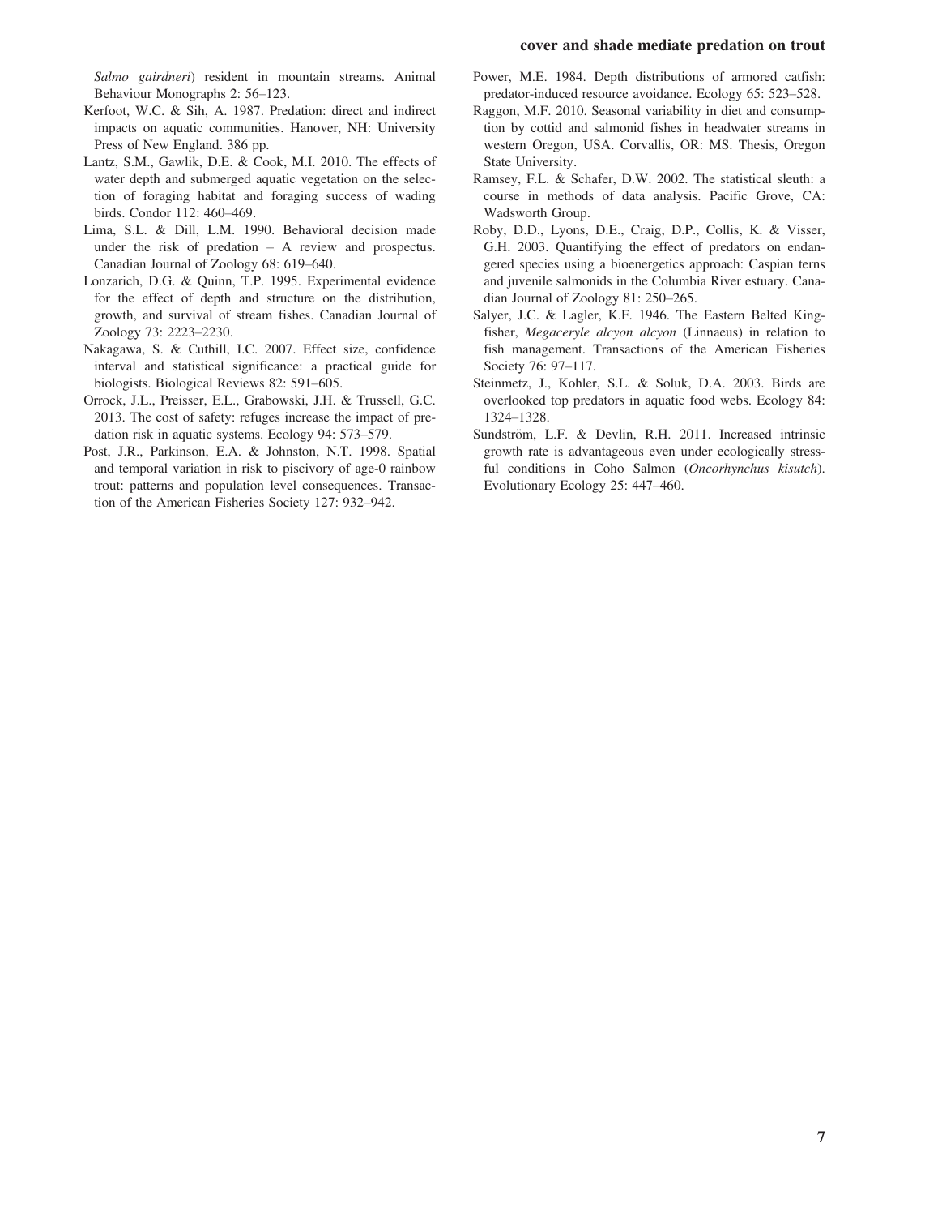*Salmo gairdneri*) resident in mountain streams. Animal Behaviour Monographs 2: 56–123.

Kerfoot, W.C. & Sih, A. 1987. Predation: direct and indirect impacts on aquatic communities. Hanover, NH: University Press of New England. 386 pp.

Lantz, S.M., Gawlik, D.E. & Cook, M.I. 2010. The effects of water depth and submerged aquatic vegetation on the selection of foraging habitat and foraging success of wading birds. Condor 112: 460–469.

Lima, S.L. & Dill, L.M. 1990. Behavioral decision made under the risk of predation – A review and prospectus. Canadian Journal of Zoology 68: 619–640.

Lonzarich, D.G. & Quinn, T.P. 1995. Experimental evidence for the effect of depth and structure on the distribution, growth, and survival of stream fishes. Canadian Journal of Zoology 73: 2223–2230.

Nakagawa, S. & Cuthill, I.C. 2007. Effect size, confidence interval and statistical significance: a practical guide for biologists. Biological Reviews 82: 591–605.

Orrock, J.L., Preisser, E.L., Grabowski, J.H. & Trussell, G.C. 2013. The cost of safety: refuges increase the impact of predation risk in aquatic systems. Ecology 94: 573–579.

Post, J.R., Parkinson, E.A. & Johnston, N.T. 1998. Spatial and temporal variation in risk to piscivory of age-0 rainbow trout: patterns and population level consequences. Transaction of the American Fisheries Society 127: 932–942.

Power, M.E. 1984. Depth distributions of armored catfish: predator-induced resource avoidance. Ecology 65: 523–528.

Raggon, M.F. 2010. Seasonal variability in diet and consumption by cottid and salmonid fishes in headwater streams in western Oregon, USA. Corvallis, OR: MS. Thesis, Oregon State University.

Ramsey, F.L. & Schafer, D.W. 2002. The statistical sleuth: a course in methods of data analysis. Pacific Grove, CA: Wadsworth Group.

Roby, D.D., Lyons, D.E., Craig, D.P., Collis, K. & Visser, G.H. 2003. Quantifying the effect of predators on endangered species using a bioenergetics approach: Caspian terns and juvenile salmonids in the Columbia River estuary. Canadian Journal of Zoology 81: 250–265.

Salyer, J.C. & Lagler, K.F. 1946. The Eastern Belted Kingfisher, *Megaceryle alcyon alcyon* (Linnaeus) in relation to fish management. Transactions of the American Fisheries Society 76: 97–117.

Steinmetz, J., Kohler, S.L. & Soluk, D.A. 2003. Birds are overlooked top predators in aquatic food webs. Ecology 84: 1324–1328.

Sundström, L.F. & Devlin, R.H. 2011. Increased intrinsic growth rate is advantageous even under ecologically stressful conditions in Coho Salmon (*Oncorhynchus kisutch*). Evolutionary Ecology 25: 447–460.